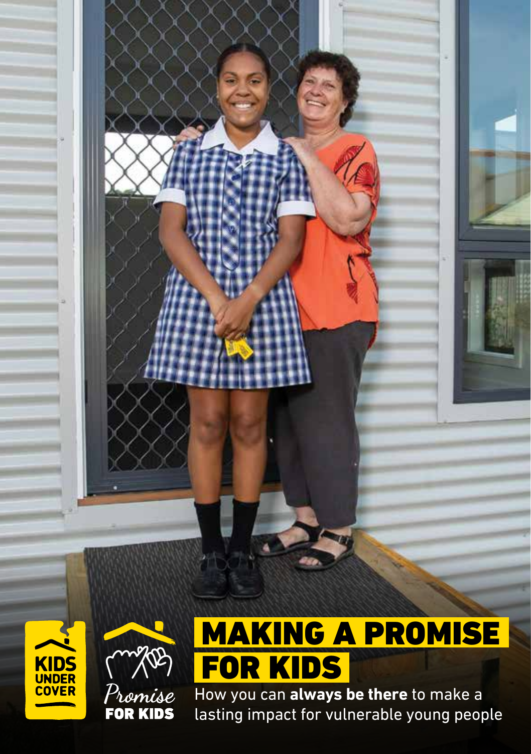KIDS UNDER COVER

Promise FOR KIDS

# MAKING A PROMISE FOR KIDS

How you can **always be there** to make a lasting impact for vulnerable young people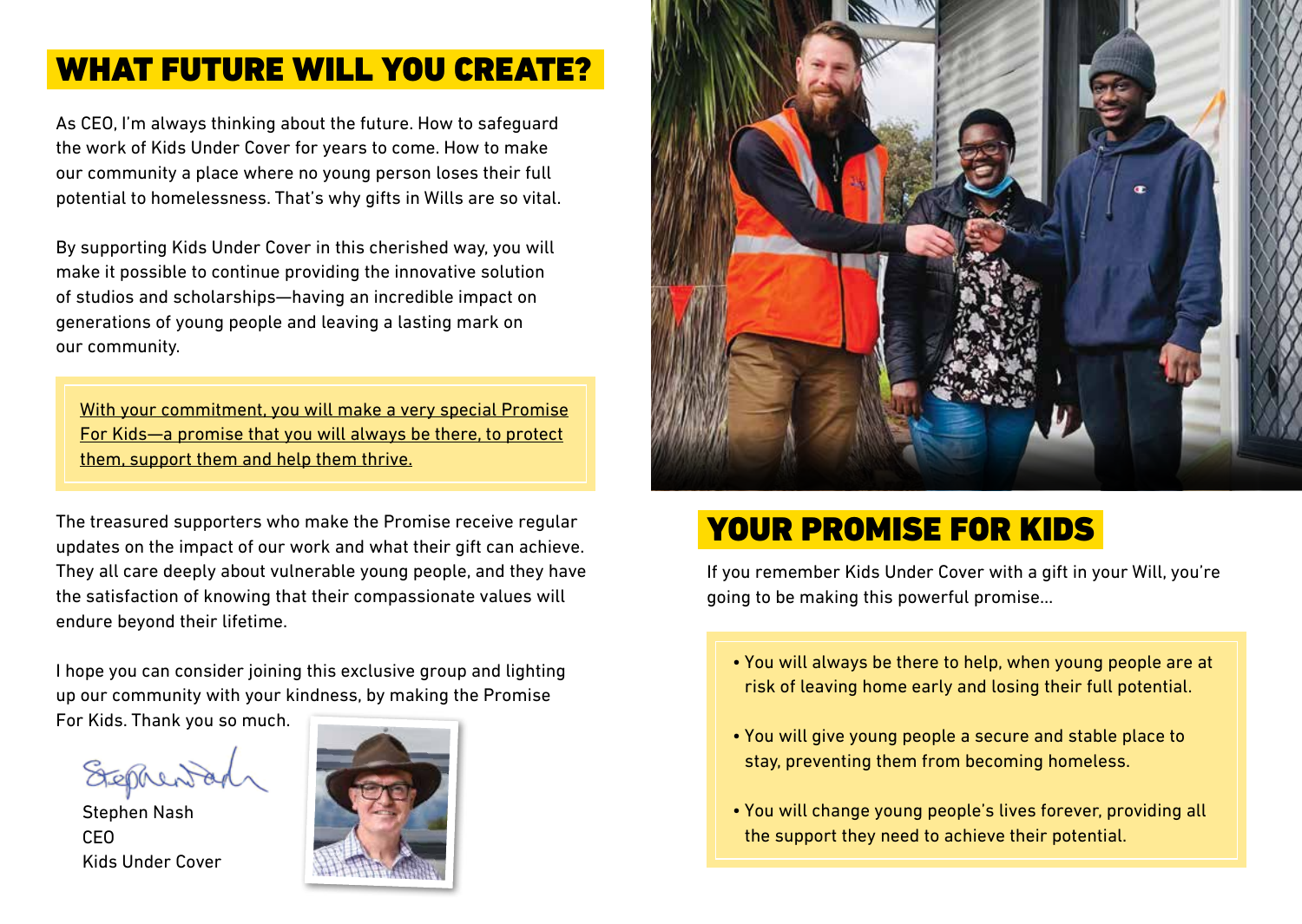## WHAT FUTURE WILL YOU CREATE?

As CEO, I'm always thinking about the future. How to safeguard the work of Kids Under Cover for years to come. How to make our community a place where no young person loses their full potential to homelessness. That's why gifts in Wills are so vital.

By supporting Kids Under Cover in this cherished way, you will make it possible to continue providing the innovative solution of studios and scholarships—having an incredible impact on generations of young people and leaving a lasting mark on our community.

With your commitment, you will make a very special Promise For Kids—a promise that you will always be there, to protect them, support them and help them thrive.

The treasured supporters who make the Promise receive regular updates on the impact of our work and what their gift can achieve. They all care deeply about vulnerable young people, and they have the satisfaction of knowing that their compassionate values will endure beyond their lifetime.

I hope you can consider joining this exclusive group and lighting up our community with your kindness, by making the Promise For Kids. Thank you so much.

Stephen Nash
CEO
Kids Under Cover

## YOUR PROMISE FOR KIDS

If you remember Kids Under Cover with a gift in your Will, you're going to be making this powerful promise...

- You will always be there to help, when young people are at risk of leaving home early and losing their full potential.
- You will give young people a secure and stable place to stay, preventing them from becoming homeless.
- You will change young people's lives forever, providing all the support they need to achieve their potential.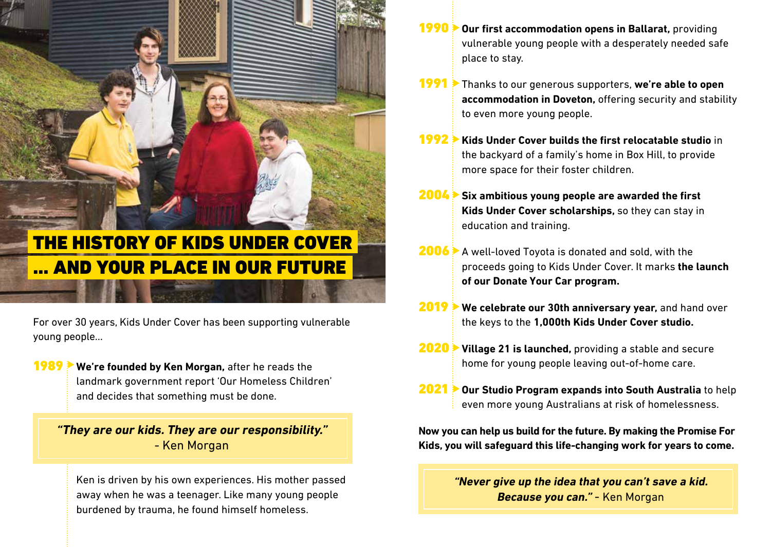# THE HISTORY OF KIDS UNDER COVER ... AND YOUR PLACE IN OUR FUTURE

For over 30 years, Kids Under Cover has been supporting vulnerable young people...

**1989** ▸ **We're founded by Ken Morgan,** after he reads the landmark government report 'Our Homeless Children' and decides that something must be done.

> ***"They are our kids. They are our responsibility."*** - Ken Morgan

Ken is driven by his own experiences. His mother passed away when he was a teenager. Like many young people burdened by trauma, he found himself homeless.

**1990** ▸ **Our first accommodation opens in Ballarat,** providing vulnerable young people with a desperately needed safe place to stay.

**1991** ▸ Thanks to our generous supporters, **we're able to open accommodation in Doveton,** offering security and stability to even more young people.

**1992** ▸ **Kids Under Cover builds the first relocatable studio** in the backyard of a family's home in Box Hill, to provide more space for their foster children.

**2004** ▸ **Six ambitious young people are awarded the first Kids Under Cover scholarships,** so they can stay in education and training.

**2006** ▸ A well-loved Toyota is donated and sold, with the proceeds going to Kids Under Cover. It marks **the launch of our Donate Your Car program.**

**2019** ▸ **We celebrate our 30th anniversary year,** and hand over the keys to the **1,000th Kids Under Cover studio.**

**2020** ▸ **Village 21 is launched,** providing a stable and secure home for young people leaving out-of-home care.

**2021** ▸ **Our Studio Program expands into South Australia** to help even more young Australians at risk of homelessness.

**Now you can help us build for the future. By making the Promise For Kids, you will safeguard this life-changing work for years to come.**

> ***"Never give up the idea that you can't save a kid. Because you can."*** - Ken Morgan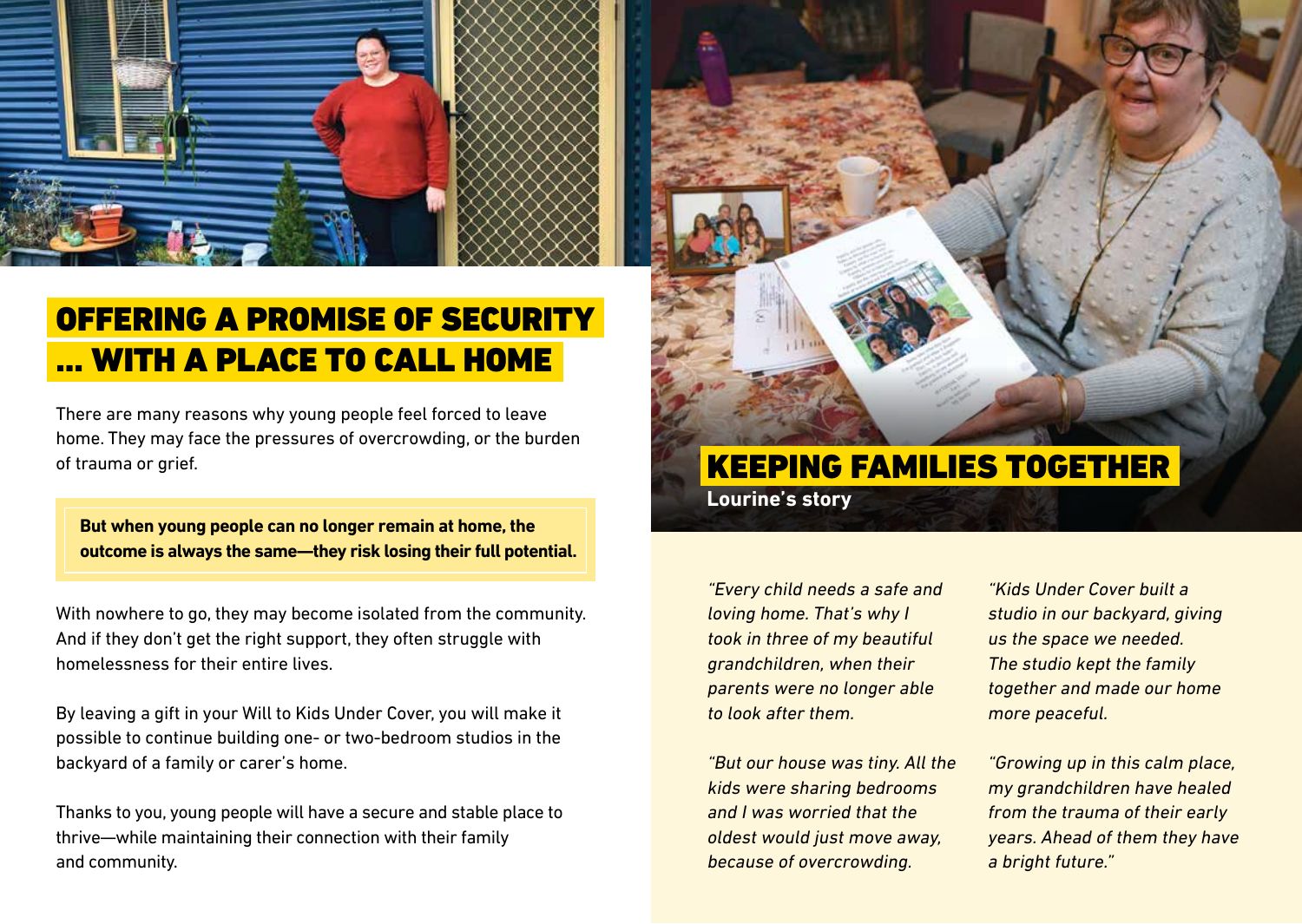## OFFERING A PROMISE OF SECURITY ... WITH A PLACE TO CALL HOME

There are many reasons why young people feel forced to leave home. They may face the pressures of overcrowding, or the burden of trauma or grief.

**But when young people can no longer remain at home, the outcome is always the same—they risk losing their full potential.**

With nowhere to go, they may become isolated from the community. And if they don't get the right support, they often struggle with homelessness for their entire lives.

By leaving a gift in your Will to Kids Under Cover, you will make it possible to continue building one- or two-bedroom studios in the backyard of a family or carer's home.

Thanks to you, young people will have a secure and stable place to thrive—while maintaining their connection with their family and community.

## KEEPING FAMILIES TOGETHER

**Lourine's story**

*"Every child needs a safe and loving home. That's why I took in three of my beautiful grandchildren, when their parents were no longer able to look after them.*

*"But our house was tiny. All the kids were sharing bedrooms and I was worried that the oldest would just move away, because of overcrowding.*

*"Kids Under Cover built a studio in our backyard, giving us the space we needed. The studio kept the family together and made our home more peaceful.*

*"Growing up in this calm place, my grandchildren have healed from the trauma of their early years. Ahead of them they have a bright future."*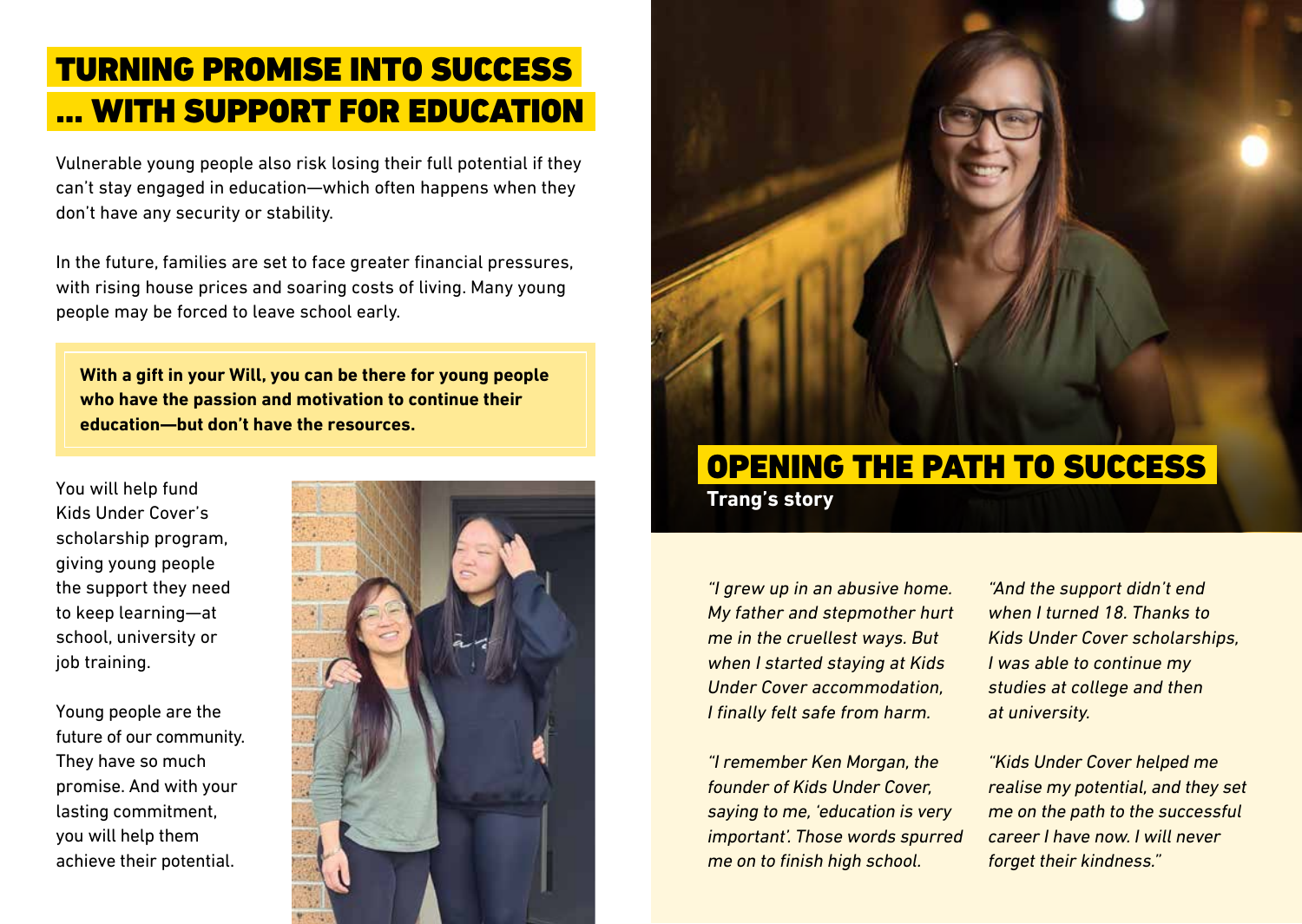# TURNING PROMISE INTO SUCCESS ... WITH SUPPORT FOR EDUCATION

Vulnerable young people also risk losing their full potential if they can't stay engaged in education—which often happens when they don't have any security or stability.

In the future, families are set to face greater financial pressures, with rising house prices and soaring costs of living. Many young people may be forced to leave school early.

**With a gift in your Will, you can be there for young people who have the passion and motivation to continue their education—but don't have the resources.**

You will help fund Kids Under Cover's scholarship program, giving young people the support they need to keep learning—at school, university or job training.

Young people are the future of our community. They have so much promise. And with your lasting commitment, you will help them achieve their potential.

# OPENING THE PATH TO SUCCESS

**Trang's story**

*"I grew up in an abusive home. My father and stepmother hurt me in the cruellest ways. But when I started staying at Kids Under Cover accommodation, I finally felt safe from harm.*

*"I remember Ken Morgan, the founder of Kids Under Cover, saying to me, 'education is very important'. Those words spurred me on to finish high school.*

*"And the support didn't end when I turned 18. Thanks to Kids Under Cover scholarships, I was able to continue my studies at college and then at university.*

*"Kids Under Cover helped me realise my potential, and they set me on the path to the successful career I have now. I will never forget their kindness."*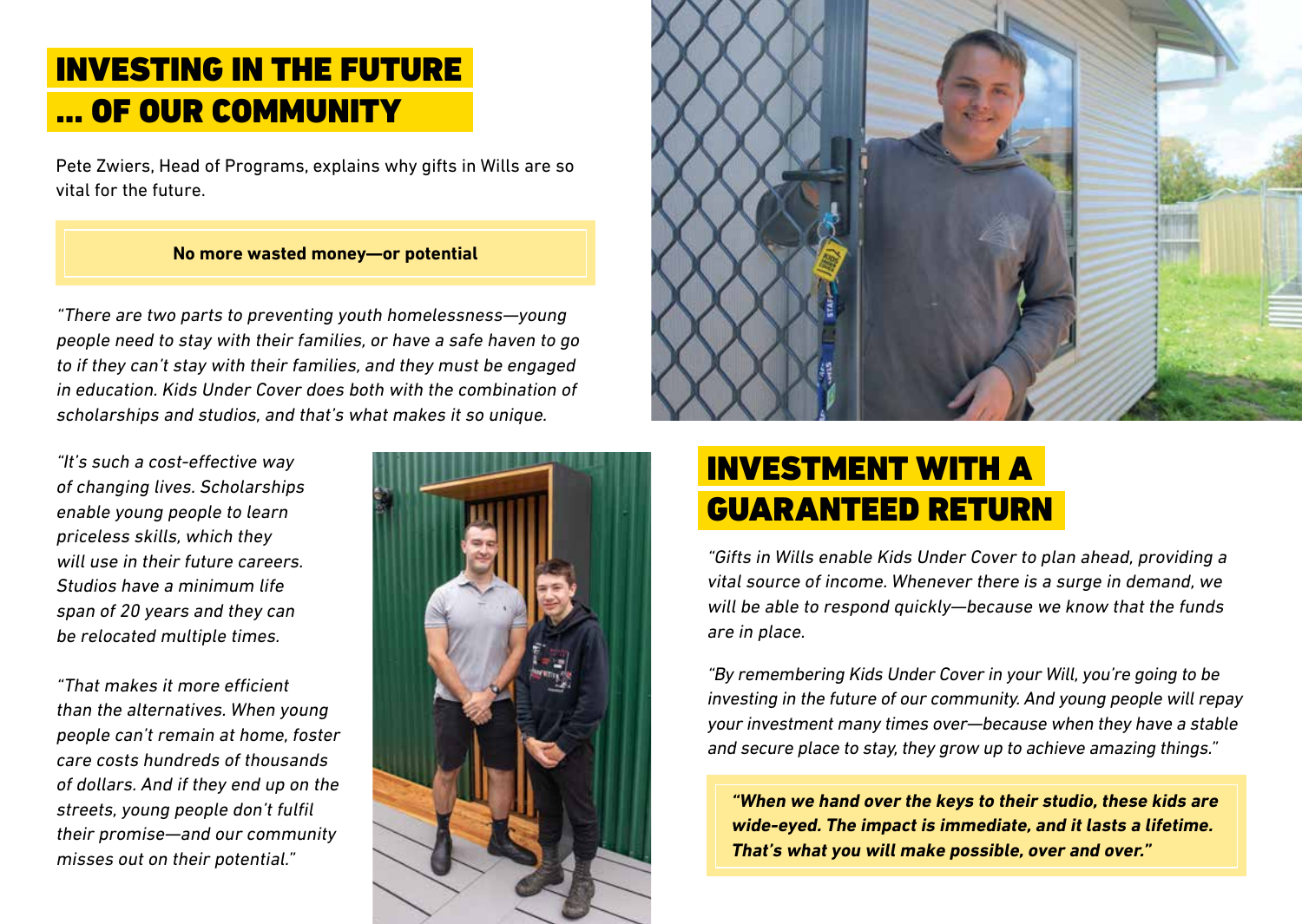# INVESTING IN THE FUTURE ... OF OUR COMMUNITY

Pete Zwiers, Head of Programs, explains why gifts in Wills are so vital for the future.

**No more wasted money—or potential**

*"There are two parts to preventing youth homelessness—young people need to stay with their families, or have a safe haven to go to if they can't stay with their families, and they must be engaged in education. Kids Under Cover does both with the combination of scholarships and studios, and that's what makes it so unique.*

*"It's such a cost-effective way of changing lives. Scholarships enable young people to learn priceless skills, which they will use in their future careers. Studios have a minimum life span of 20 years and they can be relocated multiple times.*

*"That makes it more efficient than the alternatives. When young people can't remain at home, foster care costs hundreds of thousands of dollars. And if they end up on the streets, young people don't fulfil their promise—and our community misses out on their potential."*

## INVESTMENT WITH A GUARANTEED RETURN

*"Gifts in Wills enable Kids Under Cover to plan ahead, providing a vital source of income. Whenever there is a surge in demand, we will be able to respond quickly—because we know that the funds are in place.*

*"By remembering Kids Under Cover in your Will, you're going to be investing in the future of our community. And young people will repay your investment many times over—because when they have a stable and secure place to stay, they grow up to achieve amazing things."*

***"When we hand over the keys to their studio, these kids are wide-eyed. The impact is immediate, and it lasts a lifetime. That's what you will make possible, over and over."***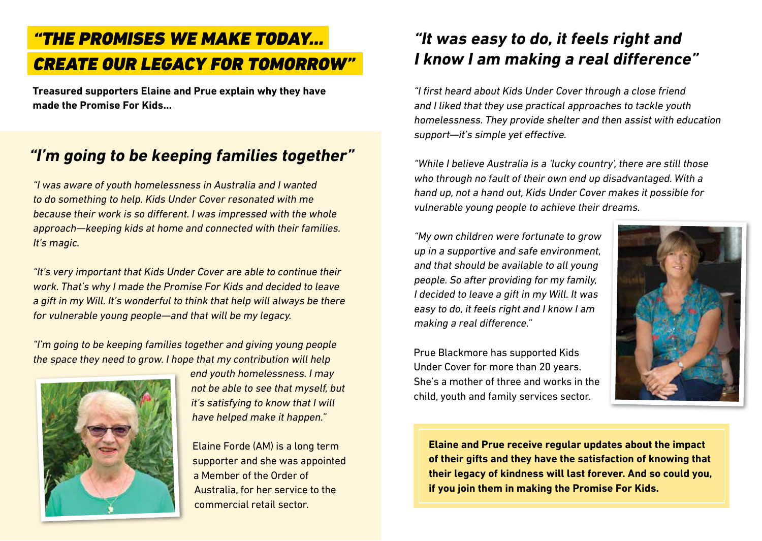# *"THE PROMISES WE MAKE TODAY... CREATE OUR LEGACY FOR TOMORROW"*

**Treasured supporters Elaine and Prue explain why they have made the Promise For Kids...**

## *"I'm going to be keeping families together"*

*"I was aware of youth homelessness in Australia and I wanted to do something to help. Kids Under Cover resonated with me because their work is so different. I was impressed with the whole approach—keeping kids at home and connected with their families. It's magic.*

*"It's very important that Kids Under Cover are able to continue their work. That's why I made the Promise For Kids and decided to leave a gift in my Will. It's wonderful to think that help will always be there for vulnerable young people—and that will be my legacy.*

*"I'm going to be keeping families together and giving young people the space they need to grow. I hope that my contribution will help end youth homelessness. I may not be able to see that myself, but it's satisfying to know that I will have helped make it happen."*

Elaine Forde (AM) is a long term supporter and she was appointed a Member of the Order of Australia, for her service to the commercial retail sector.

## *"It was easy to do, it feels right and I know I am making a real difference"*

*"I first heard about Kids Under Cover through a close friend and I liked that they use practical approaches to tackle youth homelessness. They provide shelter and then assist with education support—it's simple yet effective.*

*"While I believe Australia is a 'lucky country', there are still those who through no fault of their own end up disadvantaged. With a hand up, not a hand out, Kids Under Cover makes it possible for vulnerable young people to achieve their dreams.*

*"My own children were fortunate to grow up in a supportive and safe environment, and that should be available to all young people. So after providing for my family, I decided to leave a gift in my Will. It was easy to do, it feels right and I know I am making a real difference."*

Prue Blackmore has supported Kids Under Cover for more than 20 years. She's a mother of three and works in the child, youth and family services sector.

**Elaine and Prue receive regular updates about the impact of their gifts and they have the satisfaction of knowing that their legacy of kindness will last forever. And so could you, if you join them in making the Promise For Kids.**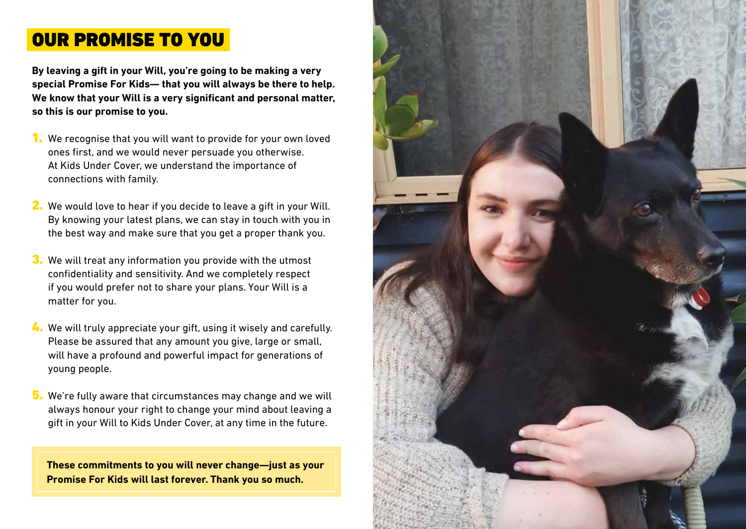# OUR PROMISE TO YOU

**By leaving a gift in your Will, you're going to be making a very special Promise For Kids— that you will always be there to help. We know that your Will is a very significant and personal matter, so this is our promise to you.**

1. We recognise that you will want to provide for your own loved ones first, and we would never persuade you otherwise. At Kids Under Cover, we understand the importance of connections with family.

2. We would love to hear if you decide to leave a gift in your Will. By knowing your latest plans, we can stay in touch with you in the best way and make sure that you get a proper thank you.

3. We will treat any information you provide with the utmost confidentiality and sensitivity. And we completely respect if you would prefer not to share your plans. Your Will is a matter for you.

4. We will truly appreciate your gift, using it wisely and carefully. Please be assured that any amount you give, large or small, will have a profound and powerful impact for generations of young people.

5. We're fully aware that circumstances may change and we will always honour your right to change your mind about leaving a gift in your Will to Kids Under Cover, at any time in the future.

**These commitments to you will never change—just as your Promise For Kids will last forever. Thank you so much.**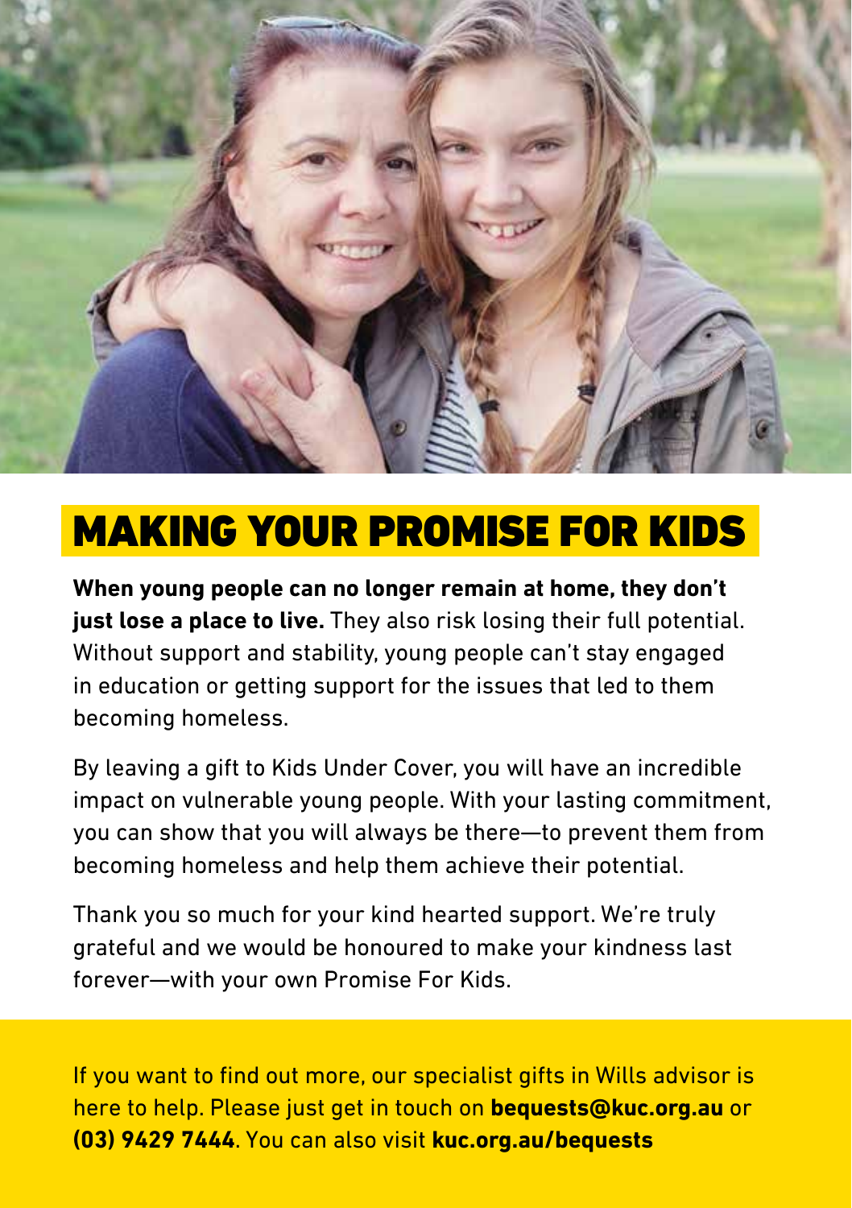# MAKING YOUR PROMISE FOR KIDS

**When young people can no longer remain at home, they don't just lose a place to live.** They also risk losing their full potential. Without support and stability, young people can't stay engaged in education or getting support for the issues that led to them becoming homeless.

By leaving a gift to Kids Under Cover, you will have an incredible impact on vulnerable young people. With your lasting commitment, you can show that you will always be there—to prevent them from becoming homeless and help them achieve their potential.

Thank you so much for your kind hearted support. We're truly grateful and we would be honoured to make your kindness last forever—with your own Promise For Kids.

If you want to find out more, our specialist gifts in Wills advisor is here to help. Please just get in touch on **bequests@kuc.org.au** or **(03) 9429 7444**. You can also visit **kuc.org.au/bequests**